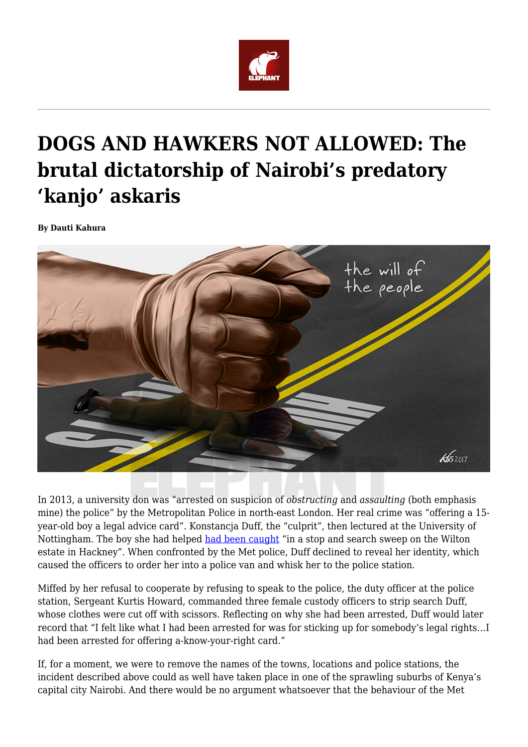# DOGS AND HAWKERS NOT ALLOWED: The brutal dictatorship of Nairobi's predatory 'kanjo' askaris

**By Dauti Kahura**

In 2013, a university don was "arrested on suspicion of *obstructing* and *assaulting* (both emphasis mine) the police" by the Metropolitan Police in north-east London. Her real crime was "offering a 15-year-old boy a legal advice card". Konstancja Duff, the "culprit", then lectured at the University of Nottingham. The boy she had helped had been caught "in a stop and search sweep on the Wilton estate in Hackney". When confronted by the Met police, Duff declined to reveal her identity, which caused the officers to order her into a police van and whisk her to the police station.

Miffed by her refusal to cooperate by refusing to speak to the police, the duty officer at the police station, Sergeant Kurtis Howard, commanded three female custody officers to strip search Duff, whose clothes were cut off with scissors. Reflecting on why she had been arrested, Duff would later record that "I felt like what I had been arrested for was for sticking up for somebody's legal rights…I had been arrested for offering a-know-your-right card."

If, for a moment, we were to remove the names of the towns, locations and police stations, the incident described above could as well have taken place in one of the sprawling suburbs of Kenya's capital city Nairobi. And there would be no argument whatsoever that the behaviour of the Met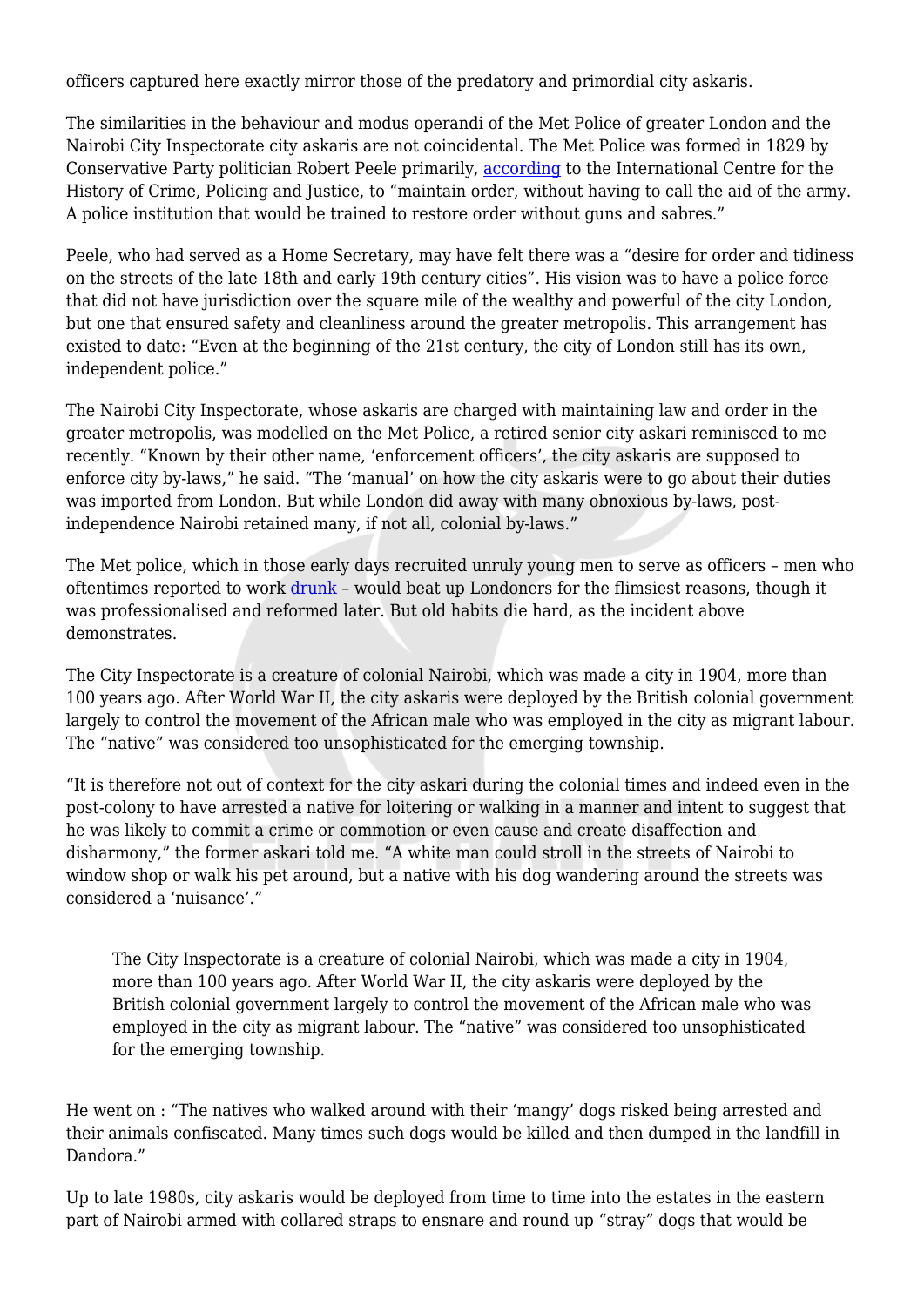officers captured here exactly mirror those of the predatory and primordial city askaris.

The similarities in the behaviour and modus operandi of the Met Police of greater London and the Nairobi City Inspectorate city askaris are not coincidental. The Met Police was formed in 1829 by Conservative Party politician Robert Peele primarily, according to the International Centre for the History of Crime, Policing and Justice, to "maintain order, without having to call the aid of the army. A police institution that would be trained to restore order without guns and sabres."

Peele, who had served as a Home Secretary, may have felt there was a "desire for order and tidiness on the streets of the late 18th and early 19th century cities". His vision was to have a police force that did not have jurisdiction over the square mile of the wealthy and powerful of the city London, but one that ensured safety and cleanliness around the greater metropolis. This arrangement has existed to date: "Even at the beginning of the 21st century, the city of London still has its own, independent police."

The Nairobi City Inspectorate, whose askaris are charged with maintaining law and order in the greater metropolis, was modelled on the Met Police, a retired senior city askari reminisced to me recently. "Known by their other name, 'enforcement officers', the city askaris are supposed to enforce city by-laws," he said. "The 'manual' on how the city askaris were to go about their duties was imported from London. But while London did away with many obnoxious by-laws, post-independence Nairobi retained many, if not all, colonial by-laws."

The Met police, which in those early days recruited unruly young men to serve as officers – men who oftentimes reported to work drunk – would beat up Londoners for the flimsiest reasons, though it was professionalised and reformed later. But old habits die hard, as the incident above demonstrates.

The City Inspectorate is a creature of colonial Nairobi, which was made a city in 1904, more than 100 years ago. After World War II, the city askaris were deployed by the British colonial government largely to control the movement of the African male who was employed in the city as migrant labour. The "native" was considered too unsophisticated for the emerging township.

"It is therefore not out of context for the city askari during the colonial times and indeed even in the post-colony to have arrested a native for loitering or walking in a manner and intent to suggest that he was likely to commit a crime or commotion or even cause and create disaffection and disharmony," the former askari told me. "A white man could stroll in the streets of Nairobi to window shop or walk his pet around, but a native with his dog wandering around the streets was considered a 'nuisance'."

> The City Inspectorate is a creature of colonial Nairobi, which was made a city in 1904, more than 100 years ago. After World War II, the city askaris were deployed by the British colonial government largely to control the movement of the African male who was employed in the city as migrant labour. The "native" was considered too unsophisticated for the emerging township.

He went on : "The natives who walked around with their 'mangy' dogs risked being arrested and their animals confiscated. Many times such dogs would be killed and then dumped in the landfill in Dandora."

Up to late 1980s, city askaris would be deployed from time to time into the estates in the eastern part of Nairobi armed with collared straps to ensnare and round up "stray" dogs that would be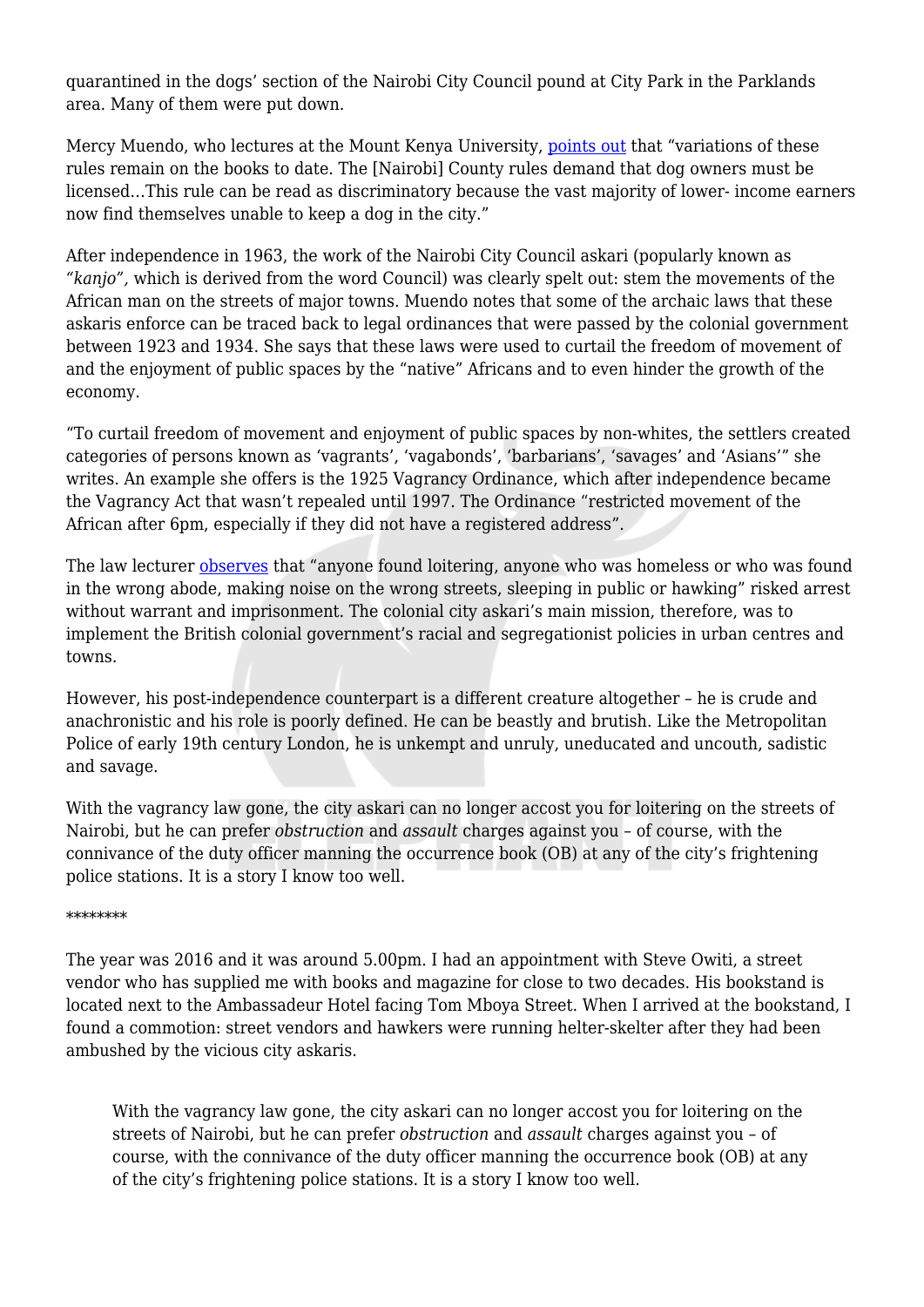quarantined in the dogs' section of the Nairobi City Council pound at City Park in the Parklands area. Many of them were put down.

Mercy Muendo, who lectures at the Mount Kenya University, points out that "variations of these rules remain on the books to date. The [Nairobi] County rules demand that dog owners must be licensed…This rule can be read as discriminatory because the vast majority of lower- income earners now find themselves unable to keep a dog in the city."

After independence in 1963, the work of the Nairobi City Council askari (popularly known as *"kanjo",* which is derived from the word Council) was clearly spelt out: stem the movements of the African man on the streets of major towns. Muendo notes that some of the archaic laws that these askaris enforce can be traced back to legal ordinances that were passed by the colonial government between 1923 and 1934. She says that these laws were used to curtail the freedom of movement of and the enjoyment of public spaces by the "native" Africans and to even hinder the growth of the economy.

"To curtail freedom of movement and enjoyment of public spaces by non-whites, the settlers created categories of persons known as 'vagrants', 'vagabonds', 'barbarians', 'savages' and 'Asians'" she writes. An example she offers is the 1925 Vagrancy Ordinance, which after independence became the Vagrancy Act that wasn't repealed until 1997. The Ordinance "restricted movement of the African after 6pm, especially if they did not have a registered address".

The law lecturer observes that "anyone found loitering, anyone who was homeless or who was found in the wrong abode, making noise on the wrong streets, sleeping in public or hawking" risked arrest without warrant and imprisonment. The colonial city askari's main mission, therefore, was to implement the British colonial government's racial and segregationist policies in urban centres and towns.

However, his post-independence counterpart is a different creature altogether – he is crude and anachronistic and his role is poorly defined. He can be beastly and brutish. Like the Metropolitan Police of early 19th century London, he is unkempt and unruly, uneducated and uncouth, sadistic and savage.

With the vagrancy law gone, the city askari can no longer accost you for loitering on the streets of Nairobi, but he can prefer *obstruction* and *assault* charges against you – of course, with the connivance of the duty officer manning the occurrence book (OB) at any of the city's frightening police stations. It is a story I know too well.

********

The year was 2016 and it was around 5.00pm. I had an appointment with Steve Owiti, a street vendor who has supplied me with books and magazine for close to two decades. His bookstand is located next to the Ambassadeur Hotel facing Tom Mboya Street. When I arrived at the bookstand, I found a commotion: street vendors and hawkers were running helter-skelter after they had been ambushed by the vicious city askaris.

> With the vagrancy law gone, the city askari can no longer accost you for loitering on the streets of Nairobi, but he can prefer *obstruction* and *assault* charges against you – of course, with the connivance of the duty officer manning the occurrence book (OB) at any of the city's frightening police stations. It is a story I know too well.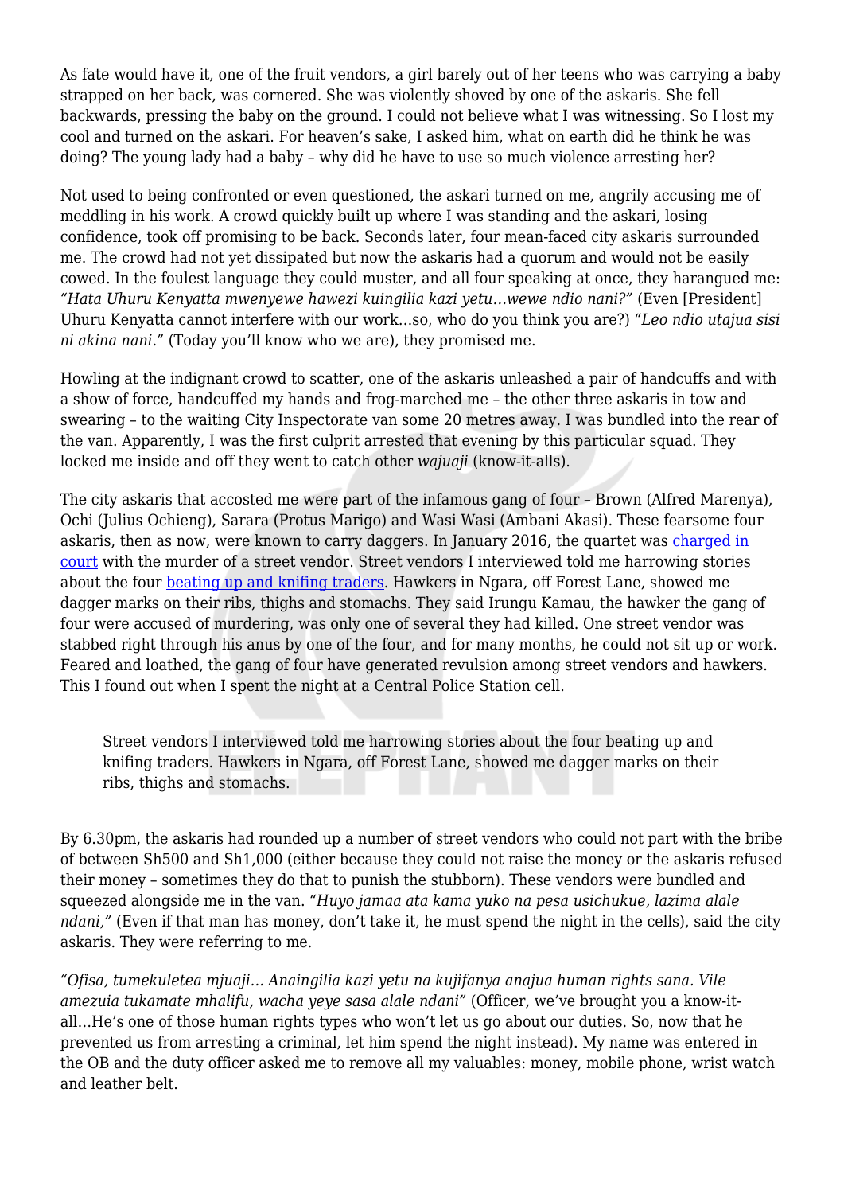As fate would have it, one of the fruit vendors, a girl barely out of her teens who was carrying a baby strapped on her back, was cornered. She was violently shoved by one of the askaris. She fell backwards, pressing the baby on the ground. I could not believe what I was witnessing. So I lost my cool and turned on the askari. For heaven's sake, I asked him, what on earth did he think he was doing? The young lady had a baby – why did he have to use so much violence arresting her?

Not used to being confronted or even questioned, the askari turned on me, angrily accusing me of meddling in his work. A crowd quickly built up where I was standing and the askari, losing confidence, took off promising to be back. Seconds later, four mean-faced city askaris surrounded me. The crowd had not yet dissipated but now the askaris had a quorum and would not be easily cowed. In the foulest language they could muster, and all four speaking at once, they harangued me: *"Hata Uhuru Kenyatta mwenyewe hawezi kuingilia kazi yetu…wewe ndio nani?"* (Even [President] Uhuru Kenyatta cannot interfere with our work…so, who do you think you are?) *"Leo ndio utajua sisi ni akina nani."* (Today you'll know who we are), they promised me.

Howling at the indignant crowd to scatter, one of the askaris unleashed a pair of handcuffs and with a show of force, handcuffed my hands and frog-marched me – the other three askaris in tow and swearing – to the waiting City Inspectorate van some 20 metres away. I was bundled into the rear of the van. Apparently, I was the first culprit arrested that evening by this particular squad. They locked me inside and off they went to catch other *wajuaji* (know-it-alls).

The city askaris that accosted me were part of the infamous gang of four – Brown (Alfred Marenya), Ochi (Julius Ochieng), Sarara (Protus Marigo) and Wasi Wasi (Ambani Akasi). These fearsome four askaris, then as now, were known to carry daggers. In January 2016, the quartet was charged in court with the murder of a street vendor. Street vendors I interviewed told me harrowing stories about the four beating up and knifing traders. Hawkers in Ngara, off Forest Lane, showed me dagger marks on their ribs, thighs and stomachs. They said Irungu Kamau, the hawker the gang of four were accused of murdering, was only one of several they had killed. One street vendor was stabbed right through his anus by one of the four, and for many months, he could not sit up or work. Feared and loathed, the gang of four have generated revulsion among street vendors and hawkers. This I found out when I spent the night at a Central Police Station cell.

> Street vendors I interviewed told me harrowing stories about the four beating up and knifing traders. Hawkers in Ngara, off Forest Lane, showed me dagger marks on their ribs, thighs and stomachs.

By 6.30pm, the askaris had rounded up a number of street vendors who could not part with the bribe of between Sh500 and Sh1,000 (either because they could not raise the money or the askaris refused their money – sometimes they do that to punish the stubborn). These vendors were bundled and squeezed alongside me in the van. *"Huyo jamaa ata kama yuko na pesa usichukue, lazima alale ndani,"* (Even if that man has money, don't take it, he must spend the night in the cells), said the city askaris. They were referring to me.

*"Ofisa, tumekuletea mjuaji… Anaingilia kazi yetu na kujifanya anajua human rights sana. Vile amezuia tukamate mhalifu, wacha yeye sasa alale ndani"* (Officer, we've brought you a know-it-all…He's one of those human rights types who won't let us go about our duties. So, now that he prevented us from arresting a criminal, let him spend the night instead). My name was entered in the OB and the duty officer asked me to remove all my valuables: money, mobile phone, wrist watch and leather belt.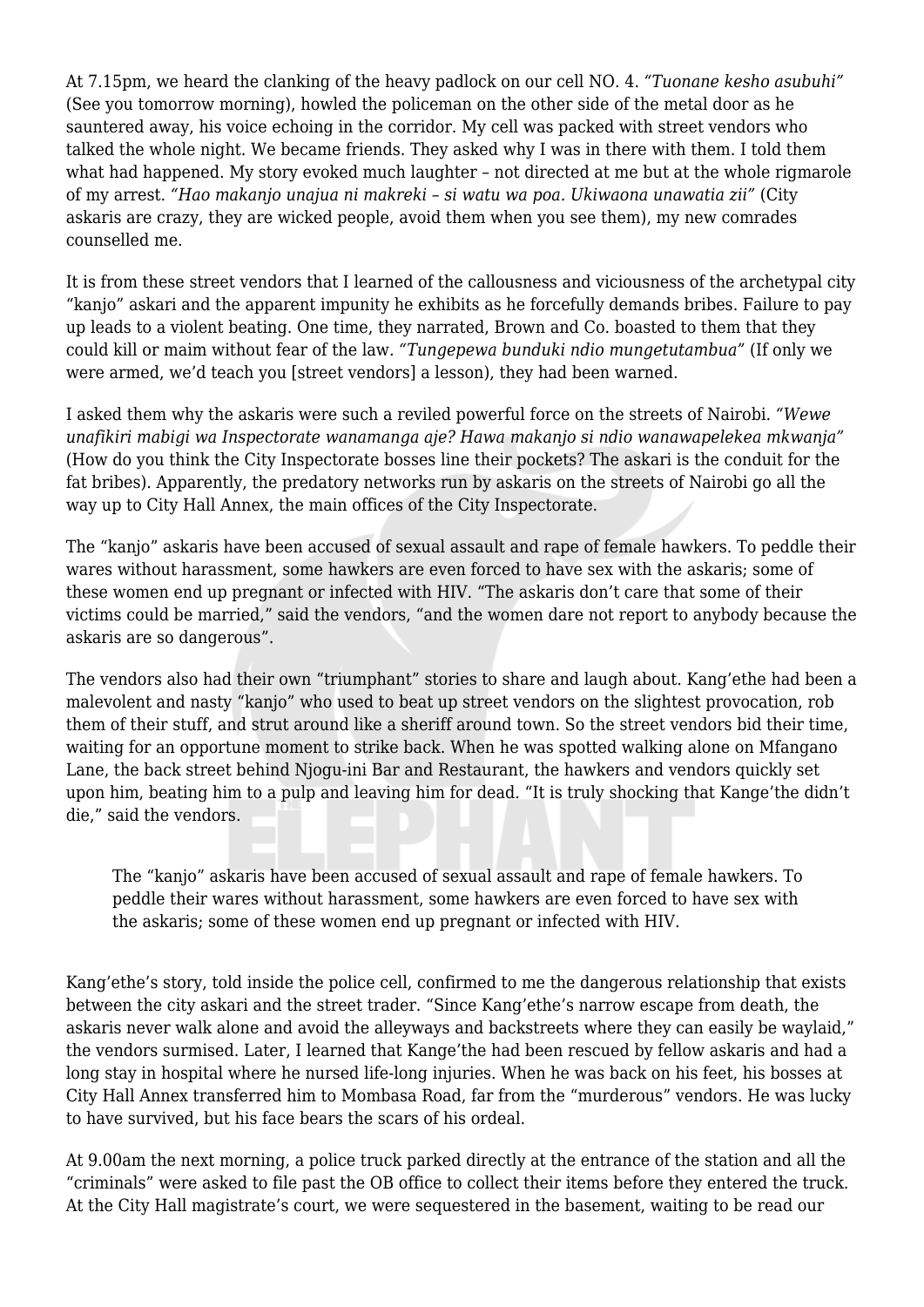At 7.15pm, we heard the clanking of the heavy padlock on our cell NO. 4. *"Tuonane kesho asubuhi"* (See you tomorrow morning), howled the policeman on the other side of the metal door as he sauntered away, his voice echoing in the corridor. My cell was packed with street vendors who talked the whole night. We became friends. They asked why I was in there with them. I told them what had happened. My story evoked much laughter – not directed at me but at the whole rigmarole of my arrest. *"Hao makanjo unajua ni makreki – si watu wa poa. Ukiwaona unawatia zii"* (City askaris are crazy, they are wicked people, avoid them when you see them), my new comrades counselled me.

It is from these street vendors that I learned of the callousness and viciousness of the archetypal city "kanjo" askari and the apparent impunity he exhibits as he forcefully demands bribes. Failure to pay up leads to a violent beating. One time, they narrated, Brown and Co. boasted to them that they could kill or maim without fear of the law. *"Tungepewa bunduki ndio mungetutambua"* (If only we were armed, we'd teach you [street vendors] a lesson), they had been warned.

I asked them why the askaris were such a reviled powerful force on the streets of Nairobi. *"Wewe unafikiri mabigi wa Inspectorate wanamanga aje? Hawa makanjo si ndio wanawapelekea mkwanja"* (How do you think the City Inspectorate bosses line their pockets? The askari is the conduit for the fat bribes). Apparently, the predatory networks run by askaris on the streets of Nairobi go all the way up to City Hall Annex, the main offices of the City Inspectorate.

The "kanjo" askaris have been accused of sexual assault and rape of female hawkers. To peddle their wares without harassment, some hawkers are even forced to have sex with the askaris; some of these women end up pregnant or infected with HIV. "The askaris don't care that some of their victims could be married," said the vendors, "and the women dare not report to anybody because the askaris are so dangerous".

The vendors also had their own "triumphant" stories to share and laugh about. Kang'ethe had been a malevolent and nasty "kanjo" who used to beat up street vendors on the slightest provocation, rob them of their stuff, and strut around like a sheriff around town. So the street vendors bid their time, waiting for an opportune moment to strike back. When he was spotted walking alone on Mfangano Lane, the back street behind Njogu-ini Bar and Restaurant, the hawkers and vendors quickly set upon him, beating him to a pulp and leaving him for dead. "It is truly shocking that Kange'the didn't die," said the vendors.

> The "kanjo" askaris have been accused of sexual assault and rape of female hawkers. To peddle their wares without harassment, some hawkers are even forced to have sex with the askaris; some of these women end up pregnant or infected with HIV.

Kang'ethe's story, told inside the police cell, confirmed to me the dangerous relationship that exists between the city askari and the street trader. "Since Kang'ethe's narrow escape from death, the askaris never walk alone and avoid the alleyways and backstreets where they can easily be waylaid," the vendors surmised. Later, I learned that Kange'the had been rescued by fellow askaris and had a long stay in hospital where he nursed life-long injuries. When he was back on his feet, his bosses at City Hall Annex transferred him to Mombasa Road, far from the "murderous" vendors. He was lucky to have survived, but his face bears the scars of his ordeal.

At 9.00am the next morning, a police truck parked directly at the entrance of the station and all the "criminals" were asked to file past the OB office to collect their items before they entered the truck. At the City Hall magistrate's court, we were sequestered in the basement, waiting to be read our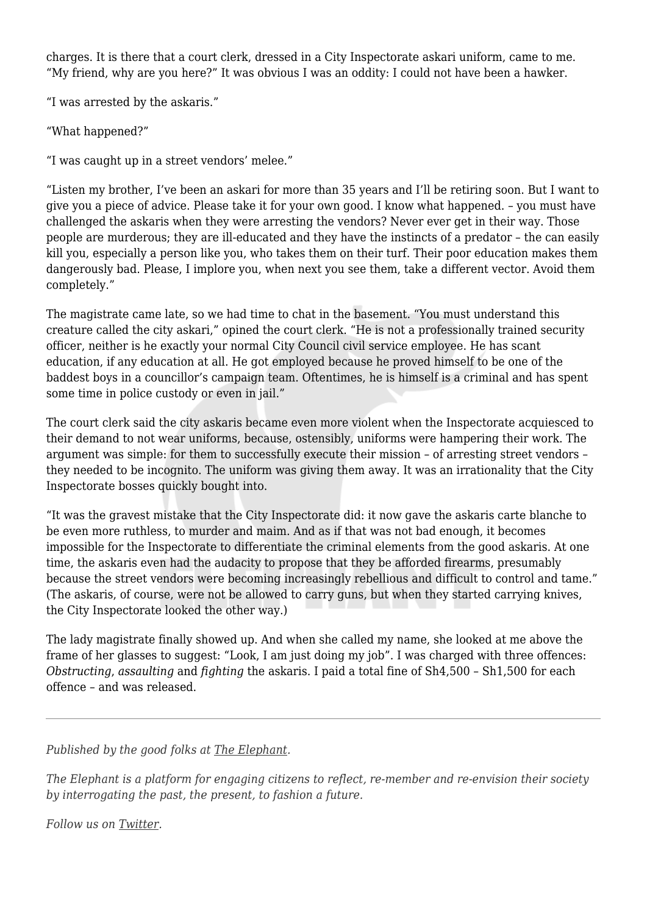charges. It is there that a court clerk, dressed in a City Inspectorate askari uniform, came to me. "My friend, why are you here?" It was obvious I was an oddity: I could not have been a hawker.

"I was arrested by the askaris."

"What happened?"

"I was caught up in a street vendors' melee."

"Listen my brother, I've been an askari for more than 35 years and I'll be retiring soon. But I want to give you a piece of advice. Please take it for your own good. I know what happened. – you must have challenged the askaris when they were arresting the vendors? Never ever get in their way. Those people are murderous; they are ill-educated and they have the instincts of a predator – the can easily kill you, especially a person like you, who takes them on their turf. Their poor education makes them dangerously bad. Please, I implore you, when next you see them, take a different vector. Avoid them completely."

The magistrate came late, so we had time to chat in the basement. "You must understand this creature called the city askari," opined the court clerk. "He is not a professionally trained security officer, neither is he exactly your normal City Council civil service employee. He has scant education, if any education at all. He got employed because he proved himself to be one of the baddest boys in a councillor's campaign team. Oftentimes, he is himself is a criminal and has spent some time in police custody or even in jail."

The court clerk said the city askaris became even more violent when the Inspectorate acquiesced to their demand to not wear uniforms, because, ostensibly, uniforms were hampering their work. The argument was simple: for them to successfully execute their mission – of arresting street vendors – they needed to be incognito. The uniform was giving them away. It was an irrationality that the City Inspectorate bosses quickly bought into.

"It was the gravest mistake that the City Inspectorate did: it now gave the askaris carte blanche to be even more ruthless, to murder and maim. And as if that was not bad enough, it becomes impossible for the Inspectorate to differentiate the criminal elements from the good askaris. At one time, the askaris even had the audacity to propose that they be afforded firearms, presumably because the street vendors were becoming increasingly rebellious and difficult to control and tame." (The askaris, of course, were not be allowed to carry guns, but when they started carrying knives, the City Inspectorate looked the other way.)

The lady magistrate finally showed up. And when she called my name, she looked at me above the frame of her glasses to suggest: "Look, I am just doing my job". I was charged with three offences: *Obstructing*, *assaulting* and *fighting* the askaris. I paid a total fine of Sh4,500 – Sh1,500 for each offence – and was released.

---

*Published by the good folks at The Elephant.*

*The Elephant is a platform for engaging citizens to reflect, re-member and re-envision their society by interrogating the past, the present, to fashion a future.*

*Follow us on Twitter.*